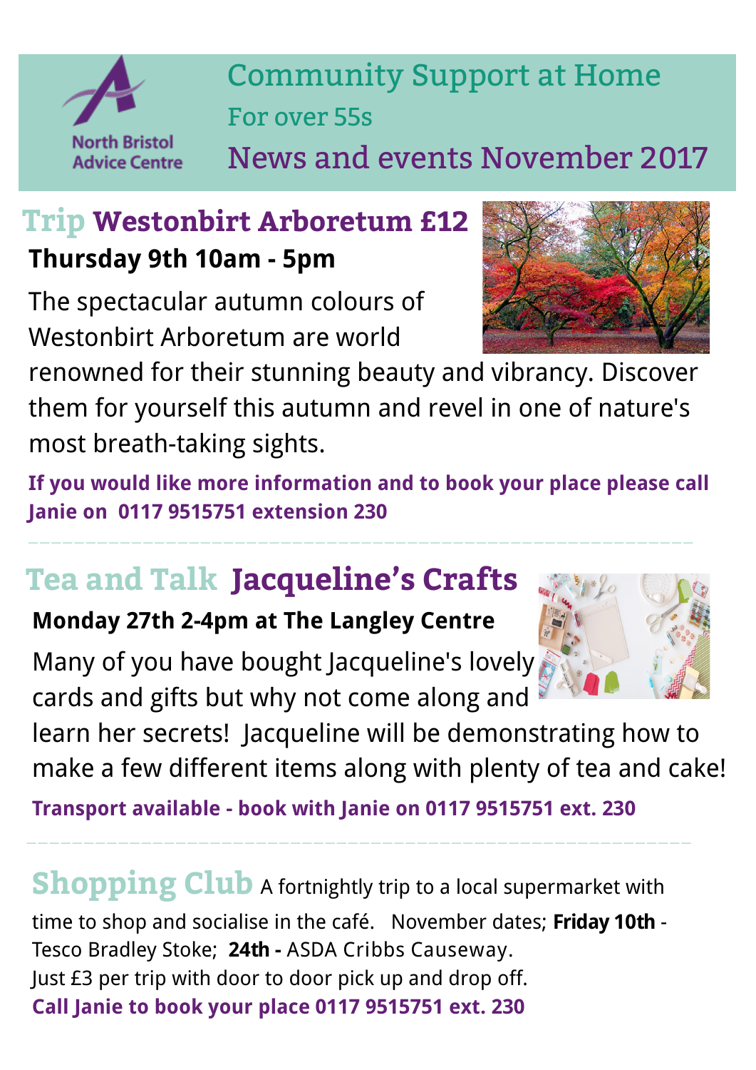North Bristol Advice Centre

# Community Support at Home

## For over 55s

## News and events November 2017

## Trip Westonbirt Arboretum £12

**Thursday 9th 10am - 5pm**

The spectacular autumn colours of Westonbirt Arboretum are world renowned for their stunning beauty and vibrancy. Discover them for yourself this autumn and revel in one of nature's most breath-taking sights.

**If you would like more information and to book your place please call Janie on 0117 9515751 extension 230**

---

## Tea and Talk Jacqueline's Crafts

**Monday 27th 2-4pm at The Langley Centre**

Many of you have bought Jacqueline's lovely cards and gifts but why not come along and learn her secrets! Jacqueline will be demonstrating how to make a few different items along with plenty of tea and cake!

**Transport available - book with Janie on 0117 9515751 ext. 230**

---

## Shopping Club

A fortnightly trip to a local supermarket with time to shop and socialise in the café. November dates; **Friday 10th** - Tesco Bradley Stoke; **24th -** ASDA Cribbs Causeway.
Just £3 per trip with door to door pick up and drop off.

**Call Janie to book your place 0117 9515751 ext. 230**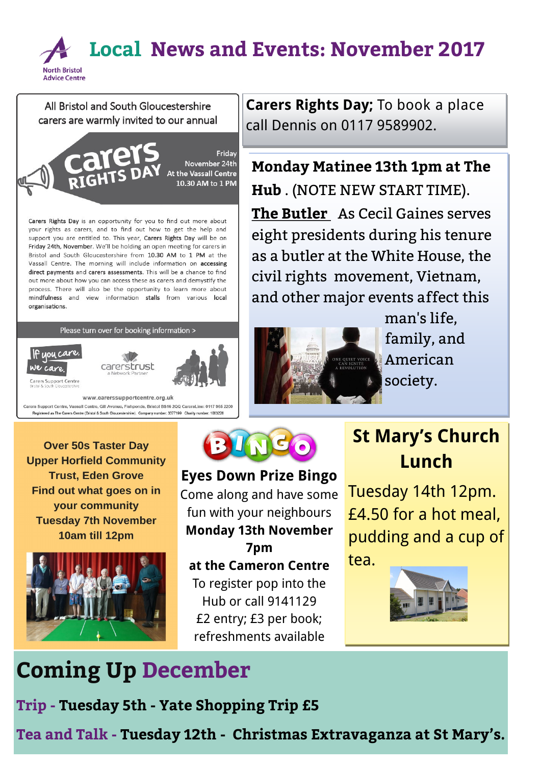# Local News and Events: November 2017

North Bristol Advice Centre

All Bristol and South Gloucestershire carers are warmly invited to our annual

## Carers RIGHTS DAY

Friday November 24th
At the Vassall Centre
10.30 AM to 1 PM

Carers Rights Day is an opportunity for you to find out more about your rights as carers, and to find out how to get the help and support you are entitled to. This year, **Carers Rights Day** will be on Friday 24th, November. We'll be holding an open meeting for carers in Bristol and South Gloucestershire from 10.30 AM to 1 PM at the Vassall Centre. The morning will include information on **accessing direct payments** and **carers assessments**. This will be a chance to find out more about how you can access these as carers and demystify the process. There will also be the opportunity to learn more about mindfulness and view information **stalls** from various local organisations.

Please turn over for booking information >

If you care, we care. Carers Support Centre Bristol & South Gloucestershire

carerstrust a Network Partner

www.carerssupportcentre.org.uk

Carers Support Centre, Vassall Centre, Gill Avenue, Fishponds, Bristol BS16 2QQ CarersLine: 0117 965 2200
Registered as The Carers Centre (Bristol & South Gloucestershire). Company number: 3377199 Charity number: 1063226

**Carers Rights Day;** To book a place call Dennis on 0117 9589902.

**Monday Matinee 13th 1pm at The Hub**. (NOTE NEW START TIME).

**The Butler** As Cecil Gaines serves eight presidents during his tenure as a butler at the White House, the civil rights movement, Vietnam, and other major events affect this man's life, family, and American society.

**Over 50s Taster Day**
**Upper Horfield Community Trust, Eden Grove**
**Find out what goes on in your community**
**Tuesday 7th November**
**10am till 12pm**

## BINGO

**Eyes Down Prize Bingo**

Come along and have some fun with your neighbours

**Monday 13th November 7pm**

**at the Cameron Centre**

To register pop into the Hub or call 9141129

£2 entry; £3 per book; refreshments available

## St Mary's Church Lunch

Tuesday 14th 12pm. £4.50 for a hot meal, pudding and a cup of tea.

# Coming Up December

**Trip - Tuesday 5th - Yate Shopping Trip £5**

**Tea and Talk - Tuesday 12th - Christmas Extravaganza at St Mary's.**